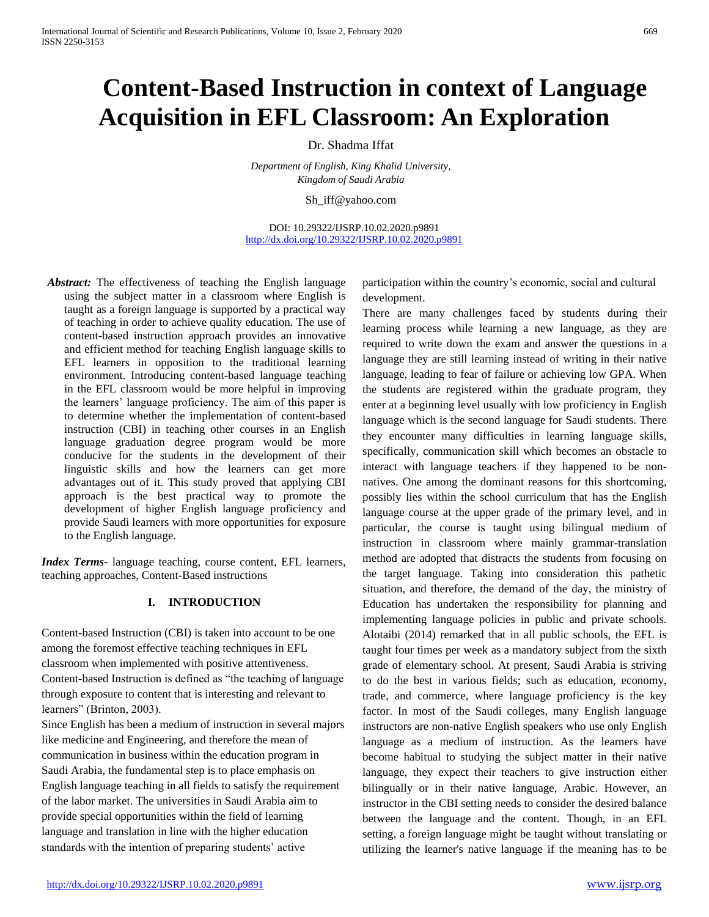# Content-Based Instruction in context of Language Acquisition in EFL Classroom: An Exploration

Dr. Shadma Iffat

*Department of English, King Khalid University, Kingdom of Saudi Arabia*

Sh_iff@yahoo.com

DOI: 10.29322/IJSRP.10.02.2020.p9891
http://dx.doi.org/10.29322/IJSRP.10.02.2020.p9891

***Abstract:*** The effectiveness of teaching the English language using the subject matter in a classroom where English is taught as a foreign language is supported by a practical way of teaching in order to achieve quality education. The use of content-based instruction approach provides an innovative and efficient method for teaching English language skills to EFL learners in opposition to the traditional learning environment. Introducing content-based language teaching in the EFL classroom would be more helpful in improving the learners' language proficiency. The aim of this paper is to determine whether the implementation of content-based instruction (CBI) in teaching other courses in an English language graduation degree program would be more conducive for the students in the development of their linguistic skills and how the learners can get more advantages out of it. This study proved that applying CBI approach is the best practical way to promote the development of higher English language proficiency and provide Saudi learners with more opportunities for exposure to the English language.

***Index Terms***- language teaching, course content, EFL learners, teaching approaches, Content-Based instructions

## I. INTRODUCTION

Content-based Instruction (CBI) is taken into account to be one among the foremost effective teaching techniques in EFL classroom when implemented with positive attentiveness. Content-based Instruction is defined as "the teaching of language through exposure to content that is interesting and relevant to learners" (Brinton, 2003).

Since English has been a medium of instruction in several majors like medicine and Engineering, and therefore the mean of communication in business within the education program in Saudi Arabia, the fundamental step is to place emphasis on English language teaching in all fields to satisfy the requirement of the labor market. The universities in Saudi Arabia aim to provide special opportunities within the field of learning language and translation in line with the higher education standards with the intention of preparing students' active participation within the country's economic, social and cultural development.

There are many challenges faced by students during their learning process while learning a new language, as they are required to write down the exam and answer the questions in a language they are still learning instead of writing in their native language, leading to fear of failure or achieving low GPA. When the students are registered within the graduate program, they enter at a beginning level usually with low proficiency in English language which is the second language for Saudi students. There they encounter many difficulties in learning language skills, specifically, communication skill which becomes an obstacle to interact with language teachers if they happened to be non-natives. One among the dominant reasons for this shortcoming, possibly lies within the school curriculum that has the English language course at the upper grade of the primary level, and in particular, the course is taught using bilingual medium of instruction in classroom where mainly grammar-translation method are adopted that distracts the students from focusing on the target language. Taking into consideration this pathetic situation, and therefore, the demand of the day, the ministry of Education has undertaken the responsibility for planning and implementing language policies in public and private schools. Alotaibi (2014) remarked that in all public schools, the EFL is taught four times per week as a mandatory subject from the sixth grade of elementary school. At present, Saudi Arabia is striving to do the best in various fields; such as education, economy, trade, and commerce, where language proficiency is the key factor. In most of the Saudi colleges, many English language instructors are non-native English speakers who use only English language as a medium of instruction. As the learners have become habitual to studying the subject matter in their native language, they expect their teachers to give instruction either bilingually or in their native language, Arabic. However, an instructor in the CBI setting needs to consider the desired balance between the language and the content. Though, in an EFL setting, a foreign language might be taught without translating or utilizing the learner's native language if the meaning has to be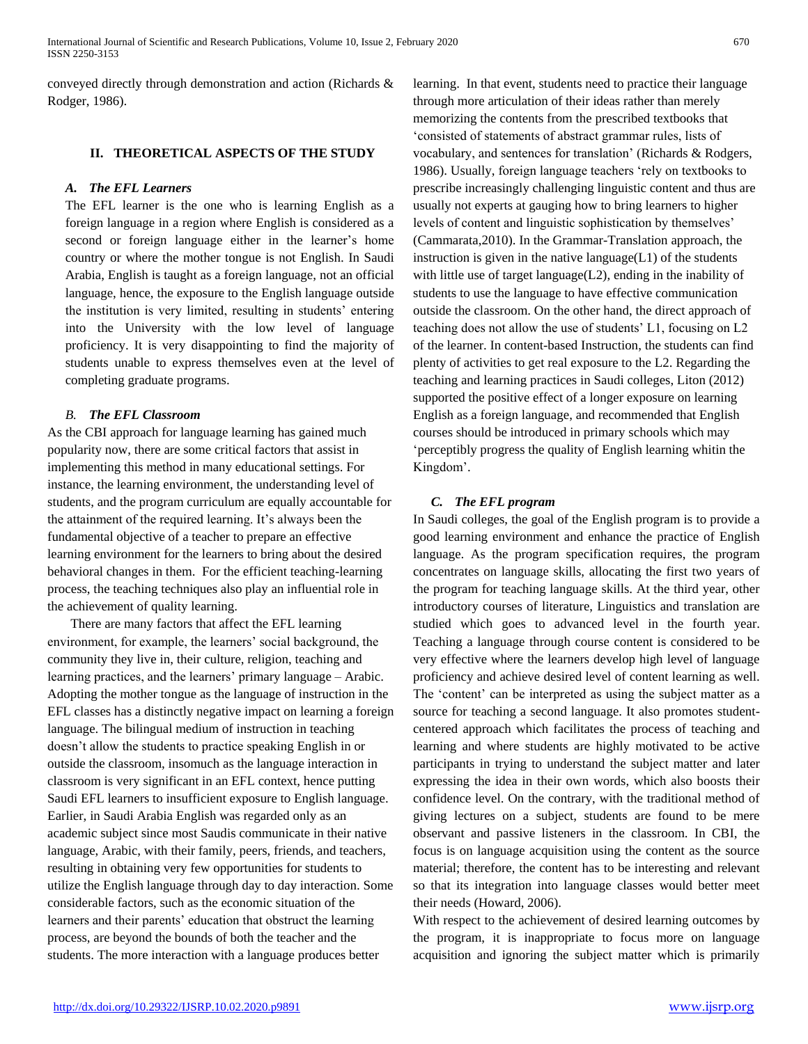conveyed directly through demonstration and action (Richards & Rodger, 1986).

## II. THEORETICAL ASPECTS OF THE STUDY

### *A. The EFL Learners*

The EFL learner is the one who is learning English as a foreign language in a region where English is considered as a second or foreign language either in the learner's home country or where the mother tongue is not English. In Saudi Arabia, English is taught as a foreign language, not an official language, hence, the exposure to the English language outside the institution is very limited, resulting in students' entering into the University with the low level of language proficiency. It is very disappointing to find the majority of students unable to express themselves even at the level of completing graduate programs.

### *B. The EFL Classroom*

As the CBI approach for language learning has gained much popularity now, there are some critical factors that assist in implementing this method in many educational settings. For instance, the learning environment, the understanding level of students, and the program curriculum are equally accountable for the attainment of the required learning. It's always been the fundamental objective of a teacher to prepare an effective learning environment for the learners to bring about the desired behavioral changes in them. For the efficient teaching-learning process, the teaching techniques also play an influential role in the achievement of quality learning.

There are many factors that affect the EFL learning environment, for example, the learners' social background, the community they live in, their culture, religion, teaching and learning practices, and the learners' primary language – Arabic. Adopting the mother tongue as the language of instruction in the EFL classes has a distinctly negative impact on learning a foreign language. The bilingual medium of instruction in teaching doesn't allow the students to practice speaking English in or outside the classroom, insomuch as the language interaction in classroom is very significant in an EFL context, hence putting Saudi EFL learners to insufficient exposure to English language. Earlier, in Saudi Arabia English was regarded only as an academic subject since most Saudis communicate in their native language, Arabic, with their family, peers, friends, and teachers, resulting in obtaining very few opportunities for students to utilize the English language through day to day interaction. Some considerable factors, such as the economic situation of the learners and their parents' education that obstruct the learning process, are beyond the bounds of both the teacher and the students. The more interaction with a language produces better learning. In that event, students need to practice their language through more articulation of their ideas rather than merely memorizing the contents from the prescribed textbooks that 'consisted of statements of abstract grammar rules, lists of vocabulary, and sentences for translation' (Richards & Rodgers, 1986). Usually, foreign language teachers 'rely on textbooks to prescribe increasingly challenging linguistic content and thus are usually not experts at gauging how to bring learners to higher levels of content and linguistic sophistication by themselves' (Cammarata,2010). In the Grammar-Translation approach, the instruction is given in the native language(L1) of the students with little use of target language(L2), ending in the inability of students to use the language to have effective communication outside the classroom. On the other hand, the direct approach of teaching does not allow the use of students' L1, focusing on L2 of the learner. In content-based Instruction, the students can find plenty of activities to get real exposure to the L2. Regarding the teaching and learning practices in Saudi colleges, Liton (2012) supported the positive effect of a longer exposure on learning English as a foreign language, and recommended that English courses should be introduced in primary schools which may 'perceptibly progress the quality of English learning whitin the Kingdom'.

### *C. The EFL program*

In Saudi colleges, the goal of the English program is to provide a good learning environment and enhance the practice of English language. As the program specification requires, the program concentrates on language skills, allocating the first two years of the program for teaching language skills. At the third year, other introductory courses of literature, Linguistics and translation are studied which goes to advanced level in the fourth year. Teaching a language through course content is considered to be very effective where the learners develop high level of language proficiency and achieve desired level of content learning as well. The 'content' can be interpreted as using the subject matter as a source for teaching a second language. It also promotes student-centered approach which facilitates the process of teaching and learning and where students are highly motivated to be active participants in trying to understand the subject matter and later expressing the idea in their own words, which also boosts their confidence level. On the contrary, with the traditional method of giving lectures on a subject, students are found to be mere observant and passive listeners in the classroom. In CBI, the focus is on language acquisition using the content as the source material; therefore, the content has to be interesting and relevant so that its integration into language classes would better meet their needs (Howard, 2006).

With respect to the achievement of desired learning outcomes by the program, it is inappropriate to focus more on language acquisition and ignoring the subject matter which is primarily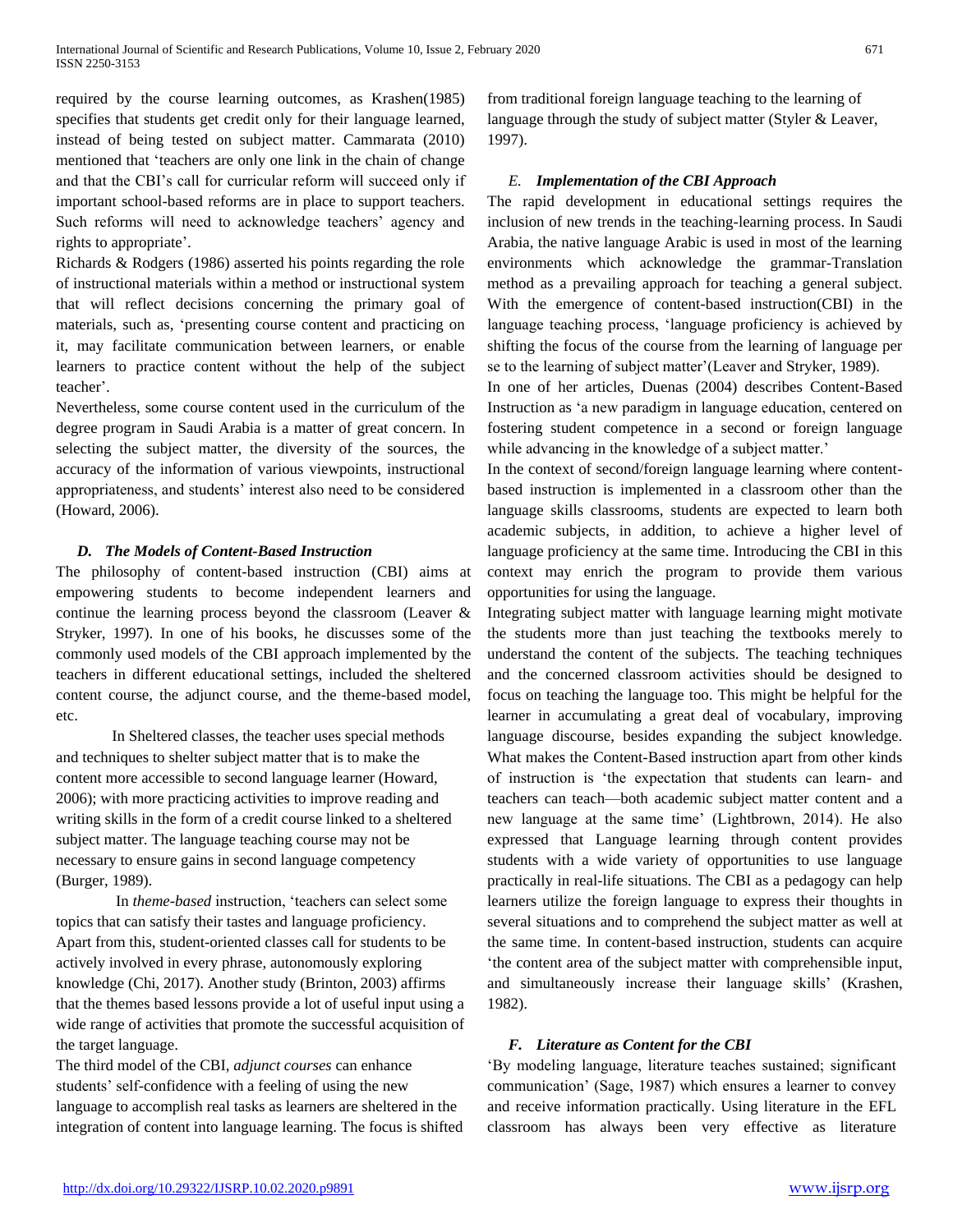required by the course learning outcomes, as Krashen(1985) specifies that students get credit only for their language learned, instead of being tested on subject matter. Cammarata (2010) mentioned that 'teachers are only one link in the chain of change and that the CBI's call for curricular reform will succeed only if important school-based reforms are in place to support teachers. Such reforms will need to acknowledge teachers' agency and rights to appropriate'.

Richards & Rodgers (1986) asserted his points regarding the role of instructional materials within a method or instructional system that will reflect decisions concerning the primary goal of materials, such as, 'presenting course content and practicing on it, may facilitate communication between learners, or enable learners to practice content without the help of the subject teacher'.

Nevertheless, some course content used in the curriculum of the degree program in Saudi Arabia is a matter of great concern. In selecting the subject matter, the diversity of the sources, the accuracy of the information of various viewpoints, instructional appropriateness, and students' interest also need to be considered (Howard, 2006).

### *D. The Models of Content-Based Instruction*

The philosophy of content-based instruction (CBI) aims at empowering students to become independent learners and continue the learning process beyond the classroom (Leaver & Stryker, 1997). In one of his books, he discusses some of the commonly used models of the CBI approach implemented by the teachers in different educational settings, included the sheltered content course, the adjunct course, and the theme-based model, etc.

In Sheltered classes, the teacher uses special methods and techniques to shelter subject matter that is to make the content more accessible to second language learner (Howard, 2006); with more practicing activities to improve reading and writing skills in the form of a credit course linked to a sheltered subject matter. The language teaching course may not be necessary to ensure gains in second language competency (Burger, 1989).

In *theme-based* instruction, 'teachers can select some topics that can satisfy their tastes and language proficiency. Apart from this, student-oriented classes call for students to be actively involved in every phrase, autonomously exploring knowledge (Chi, 2017). Another study (Brinton, 2003) affirms that the themes based lessons provide a lot of useful input using a wide range of activities that promote the successful acquisition of the target language.

The third model of the CBI, *adjunct courses* can enhance students' self-confidence with a feeling of using the new language to accomplish real tasks as learners are sheltered in the integration of content into language learning. The focus is shifted from traditional foreign language teaching to the learning of language through the study of subject matter (Styler & Leaver, 1997).

### *E. Implementation of the CBI Approach*

The rapid development in educational settings requires the inclusion of new trends in the teaching-learning process. In Saudi Arabia, the native language Arabic is used in most of the learning environments which acknowledge the grammar-Translation method as a prevailing approach for teaching a general subject. With the emergence of content-based instruction(CBI) in the language teaching process, 'language proficiency is achieved by shifting the focus of the course from the learning of language per se to the learning of subject matter'(Leaver and Stryker, 1989).

In one of her articles, Duenas (2004) describes Content-Based Instruction as 'a new paradigm in language education, centered on fostering student competence in a second or foreign language while advancing in the knowledge of a subject matter.'

In the context of second/foreign language learning where content-based instruction is implemented in a classroom other than the language skills classrooms, students are expected to learn both academic subjects, in addition, to achieve a higher level of language proficiency at the same time. Introducing the CBI in this context may enrich the program to provide them various opportunities for using the language.

Integrating subject matter with language learning might motivate the students more than just teaching the textbooks merely to understand the content of the subjects. The teaching techniques and the concerned classroom activities should be designed to focus on teaching the language too. This might be helpful for the learner in accumulating a great deal of vocabulary, improving language discourse, besides expanding the subject knowledge. What makes the Content-Based instruction apart from other kinds of instruction is 'the expectation that students can learn- and teachers can teach—both academic subject matter content and a new language at the same time' (Lightbrown, 2014). He also expressed that Language learning through content provides students with a wide variety of opportunities to use language practically in real-life situations. The CBI as a pedagogy can help learners utilize the foreign language to express their thoughts in several situations and to comprehend the subject matter as well at the same time. In content-based instruction, students can acquire 'the content area of the subject matter with comprehensible input, and simultaneously increase their language skills' (Krashen, 1982).

### *F. Literature as Content for the CBI*

'By modeling language, literature teaches sustained; significant communication' (Sage, 1987) which ensures a learner to convey and receive information practically. Using literature in the EFL classroom has always been very effective as literature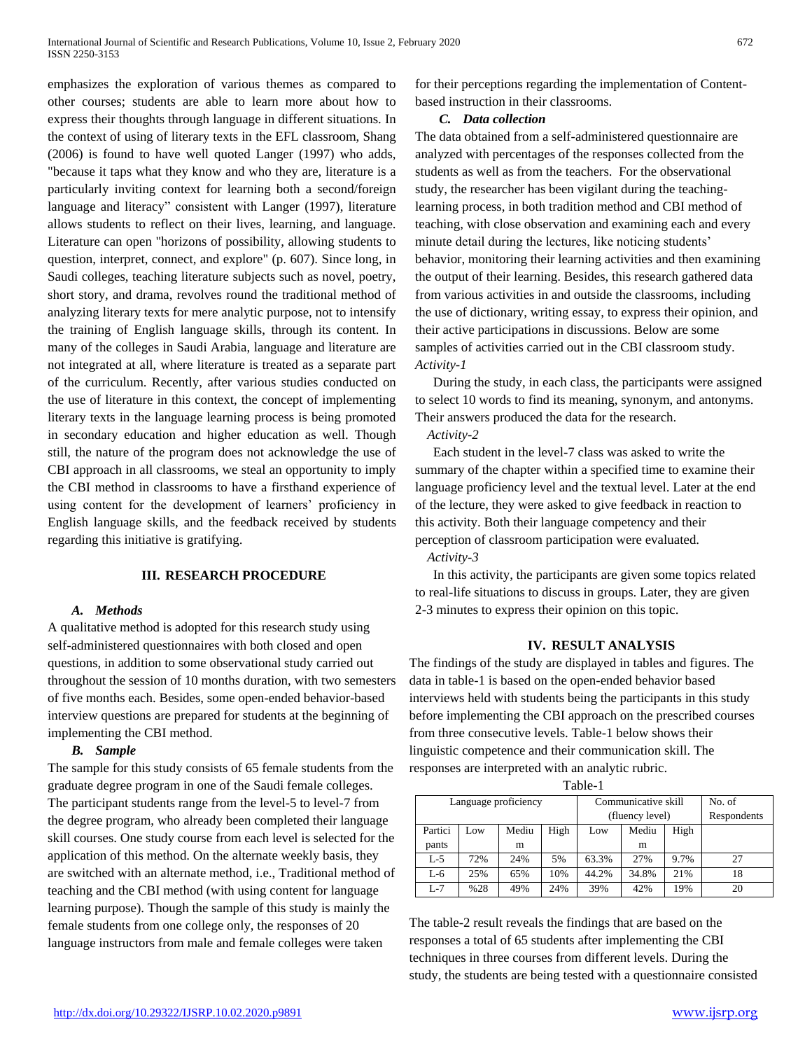emphasizes the exploration of various themes as compared to other courses; students are able to learn more about how to express their thoughts through language in different situations. In the context of using of literary texts in the EFL classroom, Shang (2006) is found to have well quoted Langer (1997) who adds, "because it taps what they know and who they are, literature is a particularly inviting context for learning both a second/foreign language and literacy" consistent with Langer (1997), literature allows students to reflect on their lives, learning, and language. Literature can open "horizons of possibility, allowing students to question, interpret, connect, and explore" (p. 607). Since long, in Saudi colleges, teaching literature subjects such as novel, poetry, short story, and drama, revolves round the traditional method of analyzing literary texts for mere analytic purpose, not to intensify the training of English language skills, through its content. In many of the colleges in Saudi Arabia, language and literature are not integrated at all, where literature is treated as a separate part of the curriculum. Recently, after various studies conducted on the use of literature in this context, the concept of implementing literary texts in the language learning process is being promoted in secondary education and higher education as well. Though still, the nature of the program does not acknowledge the use of CBI approach in all classrooms, we steal an opportunity to imply the CBI method in classrooms to have a firsthand experience of using content for the development of learners' proficiency in English language skills, and the feedback received by students regarding this initiative is gratifying.

## III. RESEARCH PROCEDURE

### *A. Methods*

A qualitative method is adopted for this research study using self-administered questionnaires with both closed and open questions, in addition to some observational study carried out throughout the session of 10 months duration, with two semesters of five months each. Besides, some open-ended behavior-based interview questions are prepared for students at the beginning of implementing the CBI method.

### *B. Sample*

The sample for this study consists of 65 female students from the graduate degree program in one of the Saudi female colleges. The participant students range from the level-5 to level-7 from the degree program, who already been completed their language skill courses. One study course from each level is selected for the application of this method. On the alternate weekly basis, they are switched with an alternate method, i.e., Traditional method of teaching and the CBI method (with using content for language learning purpose). Though the sample of this study is mainly the female students from one college only, the responses of 20 language instructors from male and female colleges were taken for their perceptions regarding the implementation of Content-based instruction in their classrooms.

### *C. Data collection*

The data obtained from a self-administered questionnaire are analyzed with percentages of the responses collected from the students as well as from the teachers. For the observational study, the researcher has been vigilant during the teaching-learning process, in both tradition method and CBI method of teaching, with close observation and examining each and every minute detail during the lectures, like noticing students' behavior, monitoring their learning activities and then examining the output of their learning. Besides, this research gathered data from various activities in and outside the classrooms, including the use of dictionary, writing essay, to express their opinion, and their active participations in discussions. Below are some samples of activities carried out in the CBI classroom study.

*Activity-1*

During the study, in each class, the participants were assigned to select 10 words to find its meaning, synonym, and antonyms. Their answers produced the data for the research.

*Activity-2*

Each student in the level-7 class was asked to write the summary of the chapter within a specified time to examine their language proficiency level and the textual level. Later at the end of the lecture, they were asked to give feedback in reaction to this activity. Both their language competency and their perception of classroom participation were evaluated.

*Activity-3*

In this activity, the participants are given some topics related to real-life situations to discuss in groups. Later, they are given 2-3 minutes to express their opinion on this topic.

## IV. RESULT ANALYSIS

The findings of the study are displayed in tables and figures. The data in table-1 is based on the open-ended behavior based interviews held with students being the participants in this study before implementing the CBI approach on the prescribed courses from three consecutive levels. Table-1 below shows their linguistic competence and their communication skill. The responses are interpreted with an analytic rubric.

Table-1

| Language proficiency | | | | Communicative skill (fluency level) | | | No. of Respondents |
|---|---|---|---|---|---|---|---|
| Participants | Low | Medium | High | Low | Medium | High | |
| L-5 | 72% | 24% | 5% | 63.3% | 27% | 9.7% | 27 |
| L-6 | 25% | 65% | 10% | 44.2% | 34.8% | 21% | 18 |
| L-7 | %28 | 49% | 24% | 39% | 42% | 19% | 20 |

The table-2 result reveals the findings that are based on the responses a total of 65 students after implementing the CBI techniques in three courses from different levels. During the study, the students are being tested with a questionnaire consisted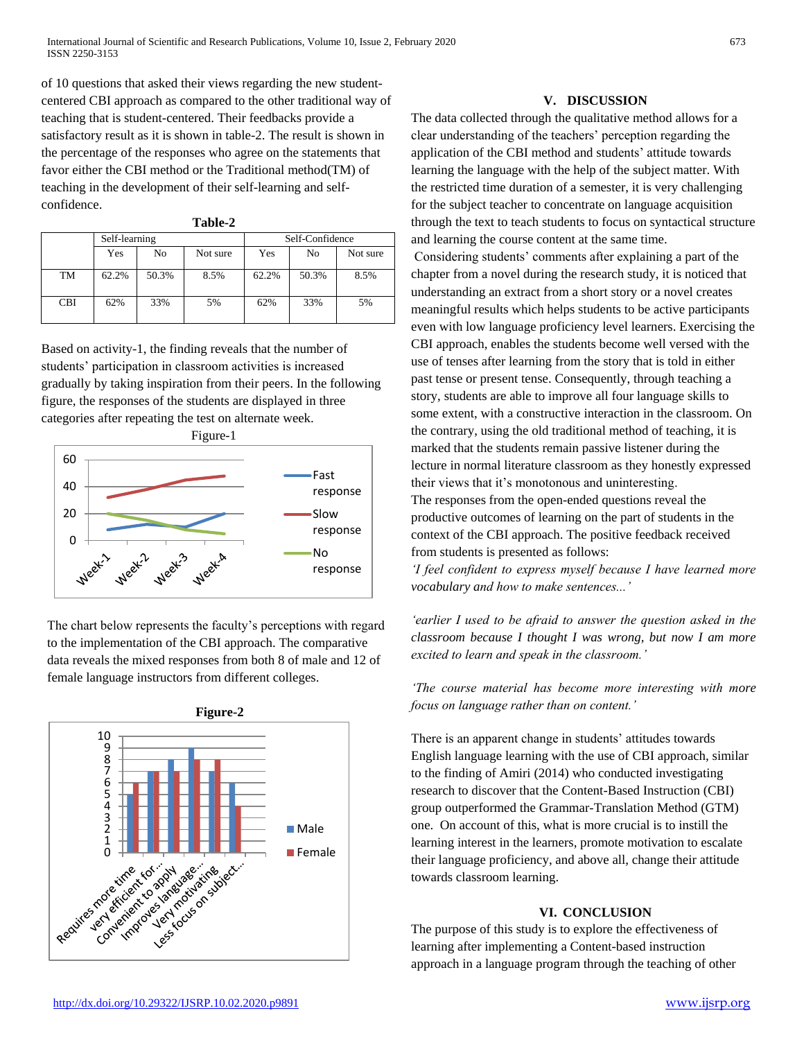of 10 questions that asked their views regarding the new student-centered CBI approach as compared to the other traditional way of teaching that is student-centered. Their feedbacks provide a satisfactory result as it is shown in table-2. The result is shown in the percentage of the responses who agree on the statements that favor either the CBI method or the Traditional method(TM) of teaching in the development of their self-learning and self-confidence.

**Table-2**

| | Self-learning | | | Self-Confidence | | |
|---|---|---|---|---|---|---|
| | Yes | No | Not sure | Yes | No | Not sure |
| TM | 62.2% | 50.3% | 8.5% | 62.2% | 50.3% | 8.5% |
| CBI | 62% | 33% | 5% | 62% | 33% | 5% |

Based on activity-1, the finding reveals that the number of students' participation in classroom activities is increased gradually by taking inspiration from their peers. In the following figure, the responses of the students are displayed in three categories after repeating the test on alternate week.

Figure-1

The chart below represents the faculty's perceptions with regard to the implementation of the CBI approach. The comparative data reveals the mixed responses from both 8 of male and 12 of female language instructors from different colleges.

**Figure-2**

## V. DISCUSSION

The data collected through the qualitative method allows for a clear understanding of the teachers' perception regarding the application of the CBI method and students' attitude towards learning the language with the help of the subject matter. With the restricted time duration of a semester, it is very challenging for the subject teacher to concentrate on language acquisition through the text to teach students to focus on syntactical structure and learning the course content at the same time.

Considering students' comments after explaining a part of the chapter from a novel during the research study, it is noticed that understanding an extract from a short story or a novel creates meaningful results which helps students to be active participants even with low language proficiency level learners. Exercising the CBI approach, enables the students become well versed with the use of tenses after learning from the story that is told in either past tense or present tense. Consequently, through teaching a story, students are able to improve all four language skills to some extent, with a constructive interaction in the classroom. On the contrary, using the old traditional method of teaching, it is marked that the students remain passive listener during the lecture in normal literature classroom as they honestly expressed their views that it's monotonous and uninteresting.

The responses from the open-ended questions reveal the productive outcomes of learning on the part of students in the context of the CBI approach. The positive feedback received from students is presented as follows:

*'I feel confident to express myself because I have learned more vocabulary and how to make sentences...'*

*'earlier I used to be afraid to answer the question asked in the classroom because I thought I was wrong, but now I am more excited to learn and speak in the classroom.'*

*'The course material has become more interesting with more focus on language rather than on content.'*

There is an apparent change in students' attitudes towards English language learning with the use of CBI approach, similar to the finding of Amiri (2014) who conducted investigating research to discover that the Content-Based Instruction (CBI) group outperformed the Grammar-Translation Method (GTM) one. On account of this, what is more crucial is to instill the learning interest in the learners, promote motivation to escalate their language proficiency, and above all, change their attitude towards classroom learning.

## VI. CONCLUSION

The purpose of this study is to explore the effectiveness of learning after implementing a Content-based instruction approach in a language program through the teaching of other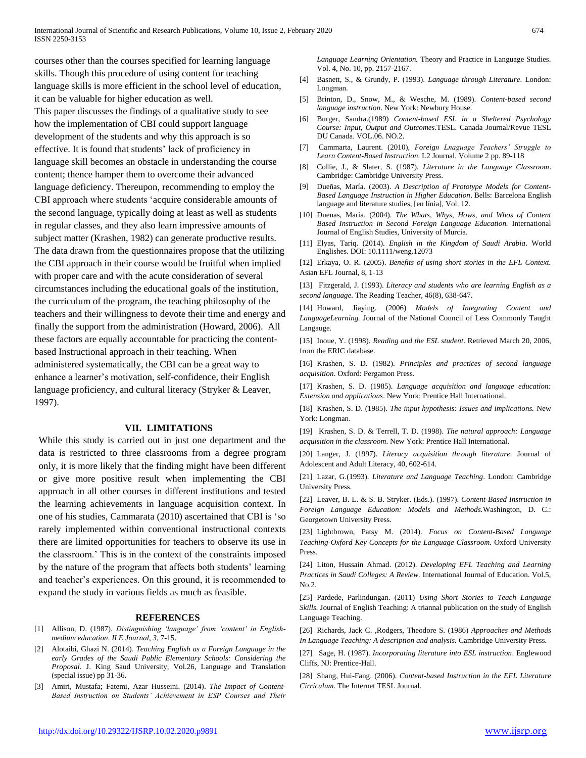courses other than the courses specified for learning language skills. Though this procedure of using content for teaching language skills is more efficient in the school level of education, it can be valuable for higher education as well.

This paper discusses the findings of a qualitative study to see how the implementation of CBI could support language development of the students and why this approach is so effective. It is found that students' lack of proficiency in language skill becomes an obstacle in understanding the course content; thence hamper them to overcome their advanced language deficiency. Thereupon, recommending to employ the CBI approach where students 'acquire considerable amounts of the second language, typically doing at least as well as students in regular classes, and they also learn impressive amounts of subject matter (Krashen, 1982) can generate productive results. The data drawn from the questionnaires propose that the utilizing the CBI approach in their course would be fruitful when implied with proper care and with the acute consideration of several circumstances including the educational goals of the institution, the curriculum of the program, the teaching philosophy of the teachers and their willingness to devote their time and energy and finally the support from the administration (Howard, 2006). All these factors are equally accountable for practicing the content-based Instructional approach in their teaching. When administered systematically, the CBI can be a great way to enhance a learner's motivation, self-confidence, their English language proficiency, and cultural literacy (Stryker & Leaver, 1997).

## VII. LIMITATIONS

While this study is carried out in just one department and the data is restricted to three classrooms from a degree program only, it is more likely that the finding might have been different or give more positive result when implementing the CBI approach in all other courses in different institutions and tested the learning achievements in language acquisition context. In one of his studies, Cammarata (2010) ascertained that CBI is 'so rarely implemented within conventional instructional contexts there are limited opportunities for teachers to observe its use in the classroom.' This is in the context of the constraints imposed by the nature of the program that affects both students' learning and teacher's experiences. On this ground, it is recommended to expand the study in various fields as much as feasible.

## REFERENCES

[1] Allison, D. (1987). *Distinguishing 'language' from 'content' in English-medium education*. *ILE Journal*, *3*, 7-15.

[2] Alotaibi, Ghazi N. (2014). *Teaching English as a Foreign Language in the early Grades of the Saudi Public Elementary Schools: Considering the Proposal.* J. King Saud University, Vol.26, Language and Translation (special issue) pp 31-36.

[3] Amiri, Mustafa; Fatemi, Azar Husseini. (2014). *The Impact of Content-Based Instruction on Students' Achievement in ESP Courses and Their Language Learning Orientation.* Theory and Practice in Language Studies. Vol. 4, No. 10, pp. 2157-2167.

[4] Basnett, S., & Grundy, P. (1993). *Language through Literature*. London: Longman.

[5] Brinton, D., Snow, M., & Wesche, M. (1989). *Content-based second language instruction*. New York: Newbury House.

[6] Burger, Sandra.(1989) *Content-based ESL in a Sheltered Psychology Course: Input, Output and Outcomes*.TESL. Canada Journal/Revue TESL DU Canada. VOL.06. NO.2.

[7] Cammarta, Laurent. (2010), *Foreign Lnaguage Teachers' Struggle to Learn Content-Based Instruction*. L2 Journal, Volume 2 pp. 89-118

[8] Collie, J., & Slater, S. (1987). *Literature in the Language Classroom*. Cambridge: Cambridge University Press.

[9] Dueñas, María. (2003). *A Description of Prototype Models for Content-Based Language Instruction in Higher Education*. Bells: Barcelona English language and literature studies, [en línia], Vol. 12.

[10] Duenas, Maria. (2004). *The Whats, Whys, Hows, and Whos of Content Based Instruction in Second Foreign Language Education.* International Journal of English Studies, University of Murcia.

[11] Elyas, Tariq. (2014). *English in the Kingdom of Saudi Arabia*. World Englishes. DOI: 10.1111/weng.12073

[12] Erkaya, O. R. (2005). *Benefits of using short stories in the EFL Context.* Asian EFL Journal, 8, 1-13

[13] Fitzgerald, J. (1993). *Literacy and students who are learning English as a second language.* The Reading Teacher, 46(8), 638-647.

[14] Howard, Jiaying. (2006) *Models of Integrating Content and LanguageLearning.* Journal of the National Council of Less Commonly Taught Langauge.

[15] Inoue, Y. (1998). *Reading and the ESL student*. Retrieved March 20, 2006, from the ERIC database.

[16] Krashen, S. D. (1982). *Principles and practices of second language acquisition*. Oxford: Pergamon Press.

[17] Krashen, S. D. (1985). *Language acquisition and language education: Extension and applications*. New York: Prentice Hall International.

[18] Krashen, S. D. (1985). *The input hypothesis: Issues and implications.* New York: Longman.

[19] Krashen, S. D. & Terrell, T. D. (1998). *The natural approach: Language acquisition in the classroom*. New York: Prentice Hall International.

[20] Langer, J. (1997). *Literacy acquisition through literature.* Journal of Adolescent and Adult Literacy, 40, 602-614.

[21] Lazar, G.(1993). *Literature and Language Teaching*. London: Cambridge University Press.

[22] Leaver, B. L. & S. B. Stryker. (Eds.). (1997). *Content-Based Instruction in Foreign Language Education: Models and Methods.*Washington, D. C.: Georgetown University Press.

[23] Lightbrown, Patsy M. (2014). *Focus on Content-Based Language Teaching-Oxford Key Concepts for the Language Classroom.* Oxford University Press.

[24] Liton, Hussain Ahmad. (2012). *Developing EFL Teaching and Learning Practices in Saudi Colleges: A Review.* International Journal of Education. Vol.5, No.2.

[25] Pardede, Parlindungan. (2011) *Using Short Stories to Teach Language Skills.* Journal of English Teaching: A triannal publication on the study of English Language Teaching.

[26] Richards, Jack C. ,Rodgers, Theodore S. (1986) *Approaches and Methods In Language Teaching: A description and analysis.* Cambridge University Press.

[27] Sage, H. (1987). *Incorporating literature into ESL instruction*. Englewood Cliffs, NJ: Prentice-Hall.

[28] Shang, Hui-Fang. (2006). *Content-based Instruction in the EFL Literature Cirriculum.* The Internet TESL Journal.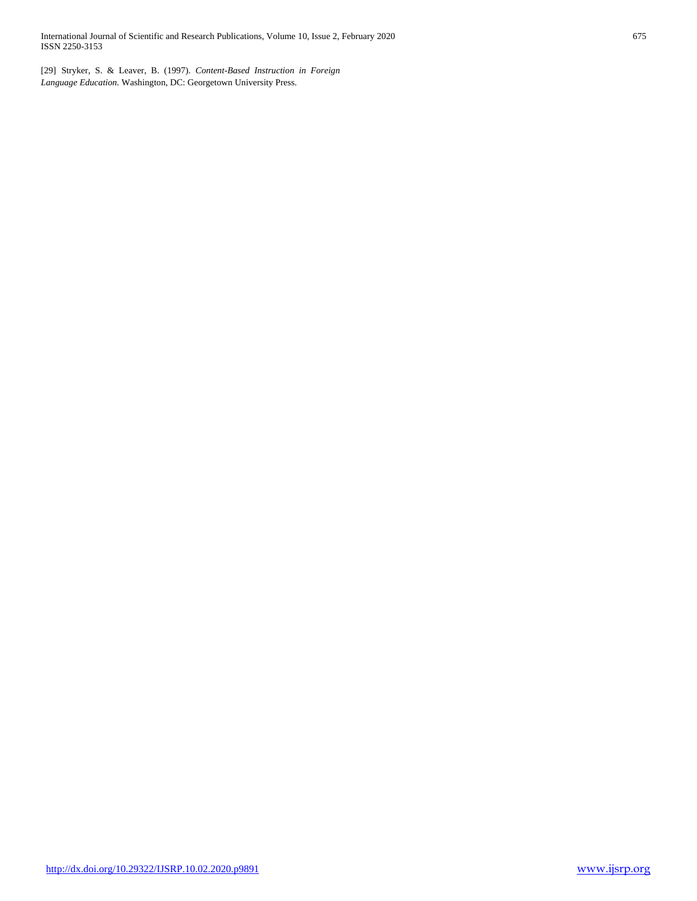[29] Stryker, S. & Leaver, B. (1997). *Content-Based Instruction in Foreign Language Education.* Washington, DC: Georgetown University Press.